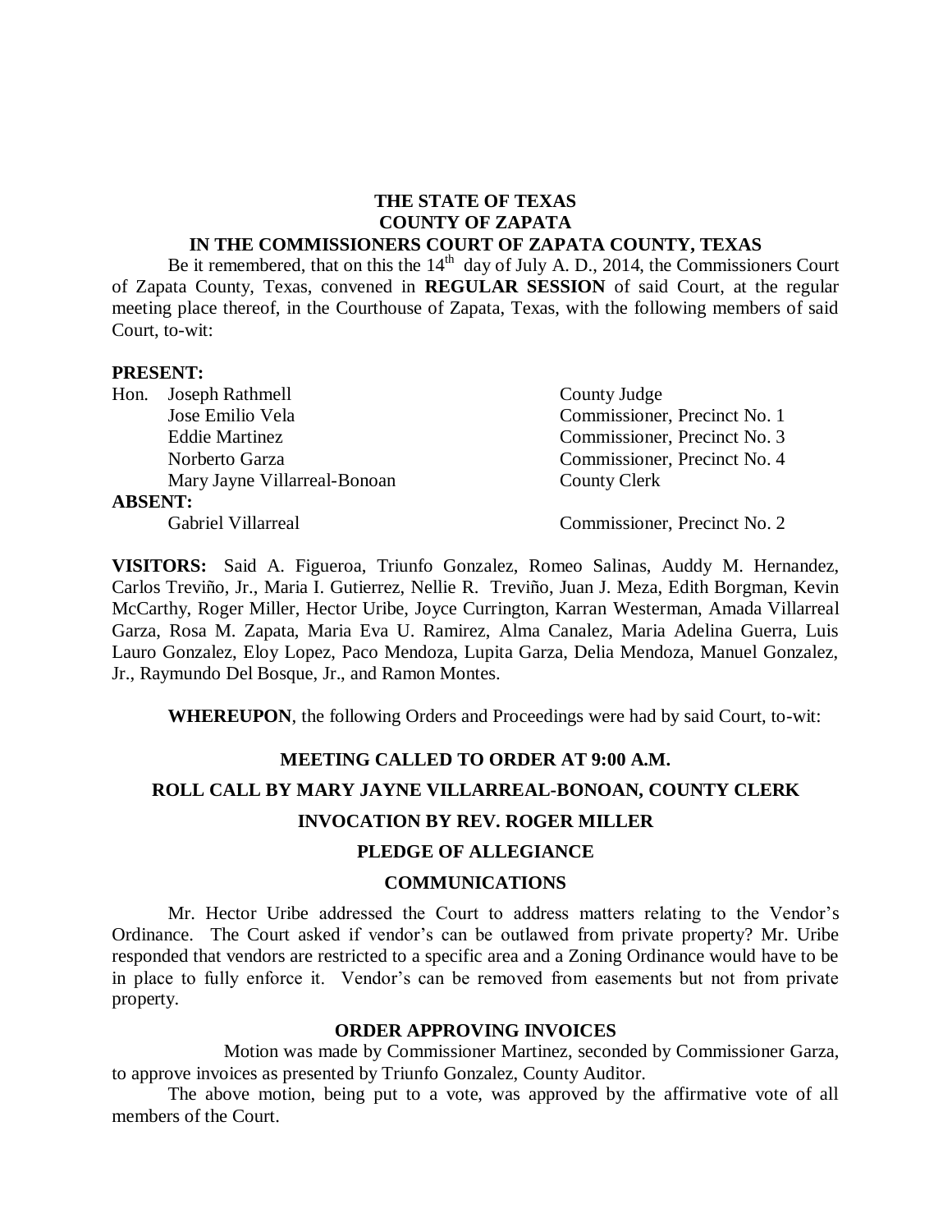# THE STATE OF TEXAS
# COUNTY OF ZAPATA
## IN THE COMMISSIONERS COURT OF ZAPATA COUNTY, TEXAS

Be it remembered, that on this the 14th day of July A. D., 2014, the Commissioners Court of Zapata County, Texas, convened in **REGULAR SESSION** of said Court, at the regular meeting place thereof, in the Courthouse of Zapata, Texas, with the following members of said Court, to-wit:

**PRESENT:**

| | |
|---|---|
| Hon. Joseph Rathmell | County Judge |
| Jose Emilio Vela | Commissioner, Precinct No. 1 |
| Eddie Martinez | Commissioner, Precinct No. 3 |
| Norberto Garza | Commissioner, Precinct No. 4 |
| Mary Jayne Villarreal-Bonoan | County Clerk |

**ABSENT:**

| | |
|---|---|
| Gabriel Villarreal | Commissioner, Precinct No. 2 |

**VISITORS:** Said A. Figueroa, Triunfo Gonzalez, Romeo Salinas, Auddy M. Hernandez, Carlos Treviño, Jr., Maria I. Gutierrez, Nellie R. Treviño, Juan J. Meza, Edith Borgman, Kevin McCarthy, Roger Miller, Hector Uribe, Joyce Currington, Karran Westerman, Amada Villarreal Garza, Rosa M. Zapata, Maria Eva U. Ramirez, Alma Canalez, Maria Adelina Guerra, Luis Lauro Gonzalez, Eloy Lopez, Paco Mendoza, Lupita Garza, Delia Mendoza, Manuel Gonzalez, Jr., Raymundo Del Bosque, Jr., and Ramon Montes.

**WHEREUPON**, the following Orders and Proceedings were had by said Court, to-wit:

### MEETING CALLED TO ORDER AT 9:00 A.M.

### ROLL CALL BY MARY JAYNE VILLARREAL-BONOAN, COUNTY CLERK

### INVOCATION BY REV. ROGER MILLER

### PLEDGE OF ALLEGIANCE

### COMMUNICATIONS

Mr. Hector Uribe addressed the Court to address matters relating to the Vendor's Ordinance. The Court asked if vendor's can be outlawed from private property? Mr. Uribe responded that vendors are restricted to a specific area and a Zoning Ordinance would have to be in place to fully enforce it. Vendor's can be removed from easements but not from private property.

### ORDER APPROVING INVOICES

Motion was made by Commissioner Martinez, seconded by Commissioner Garza, to approve invoices as presented by Triunfo Gonzalez, County Auditor.

The above motion, being put to a vote, was approved by the affirmative vote of all members of the Court.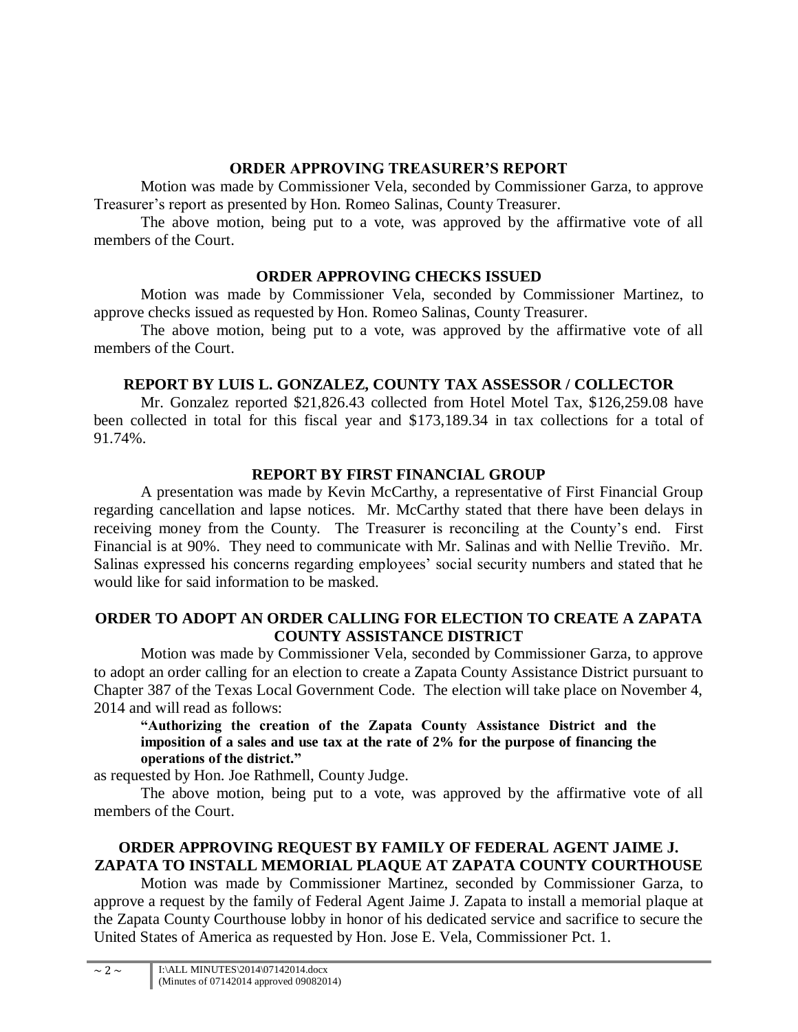## ORDER APPROVING TREASURER'S REPORT

Motion was made by Commissioner Vela, seconded by Commissioner Garza, to approve Treasurer's report as presented by Hon. Romeo Salinas, County Treasurer.

The above motion, being put to a vote, was approved by the affirmative vote of all members of the Court.

## ORDER APPROVING CHECKS ISSUED

Motion was made by Commissioner Vela, seconded by Commissioner Martinez, to approve checks issued as requested by Hon. Romeo Salinas, County Treasurer.

The above motion, being put to a vote, was approved by the affirmative vote of all members of the Court.

## REPORT BY LUIS L. GONZALEZ, COUNTY TAX ASSESSOR / COLLECTOR

Mr. Gonzalez reported $21,826.43 collected from Hotel Motel Tax, $126,259.08 have been collected in total for this fiscal year and $173,189.34 in tax collections for a total of 91.74%.

## REPORT BY FIRST FINANCIAL GROUP

A presentation was made by Kevin McCarthy, a representative of First Financial Group regarding cancellation and lapse notices. Mr. McCarthy stated that there have been delays in receiving money from the County. The Treasurer is reconciling at the County's end. First Financial is at 90%. They need to communicate with Mr. Salinas and with Nellie Treviño. Mr. Salinas expressed his concerns regarding employees' social security numbers and stated that he would like for said information to be masked.

## ORDER TO ADOPT AN ORDER CALLING FOR ELECTION TO CREATE A ZAPATA COUNTY ASSISTANCE DISTRICT

Motion was made by Commissioner Vela, seconded by Commissioner Garza, to approve to adopt an order calling for an election to create a Zapata County Assistance District pursuant to Chapter 387 of the Texas Local Government Code. The election will take place on November 4, 2014 and will read as follows:

> **"Authorizing the creation of the Zapata County Assistance District and the imposition of a sales and use tax at the rate of 2% for the purpose of financing the operations of the district."**

as requested by Hon. Joe Rathmell, County Judge.

The above motion, being put to a vote, was approved by the affirmative vote of all members of the Court.

## ORDER APPROVING REQUEST BY FAMILY OF FEDERAL AGENT JAIME J. ZAPATA TO INSTALL MEMORIAL PLAQUE AT ZAPATA COUNTY COURTHOUSE

Motion was made by Commissioner Martinez, seconded by Commissioner Garza, to approve a request by the family of Federal Agent Jaime J. Zapata to install a memorial plaque at the Zapata County Courthouse lobby in honor of his dedicated service and sacrifice to secure the United States of America as requested by Hon. Jose E. Vela, Commissioner Pct. 1.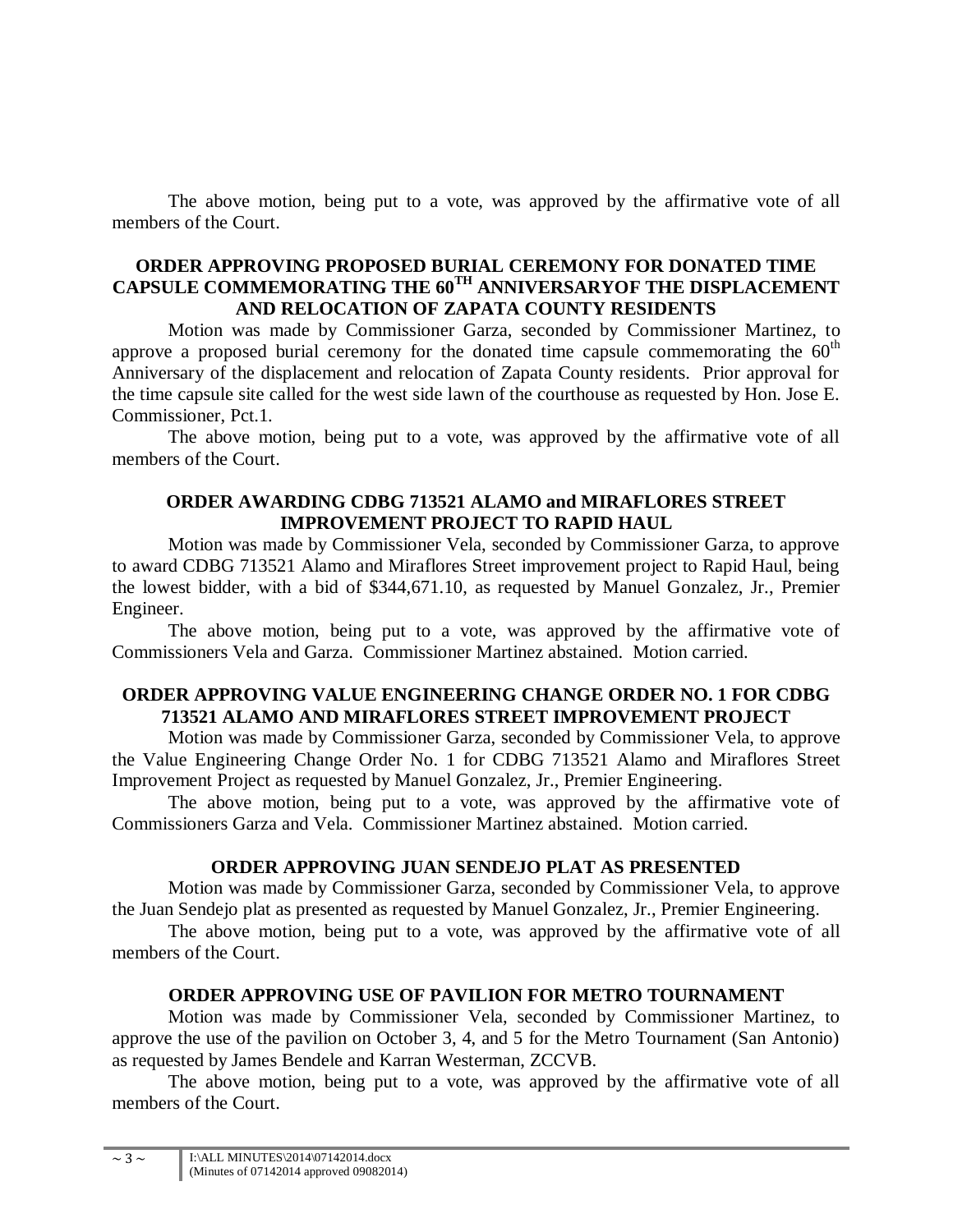The above motion, being put to a vote, was approved by the affirmative vote of all members of the Court.

**ORDER APPROVING PROPOSED BURIAL CEREMONY FOR DONATED TIME CAPSULE COMMEMORATING THE 60TH ANNIVERSARYOF THE DISPLACEMENT AND RELOCATION OF ZAPATA COUNTY RESIDENTS**

Motion was made by Commissioner Garza, seconded by Commissioner Martinez, to approve a proposed burial ceremony for the donated time capsule commemorating the 60th Anniversary of the displacement and relocation of Zapata County residents. Prior approval for the time capsule site called for the west side lawn of the courthouse as requested by Hon. Jose E. Commissioner, Pct.1.

The above motion, being put to a vote, was approved by the affirmative vote of all members of the Court.

**ORDER AWARDING CDBG 713521 ALAMO and MIRAFLORES STREET IMPROVEMENT PROJECT TO RAPID HAUL**

Motion was made by Commissioner Vela, seconded by Commissioner Garza, to approve to award CDBG 713521 Alamo and Miraflores Street improvement project to Rapid Haul, being the lowest bidder, with a bid of $344,671.10, as requested by Manuel Gonzalez, Jr., Premier Engineer.

The above motion, being put to a vote, was approved by the affirmative vote of Commissioners Vela and Garza. Commissioner Martinez abstained. Motion carried.

**ORDER APPROVING VALUE ENGINEERING CHANGE ORDER NO. 1 FOR CDBG 713521 ALAMO AND MIRAFLORES STREET IMPROVEMENT PROJECT**

Motion was made by Commissioner Garza, seconded by Commissioner Vela, to approve the Value Engineering Change Order No. 1 for CDBG 713521 Alamo and Miraflores Street Improvement Project as requested by Manuel Gonzalez, Jr., Premier Engineering.

The above motion, being put to a vote, was approved by the affirmative vote of Commissioners Garza and Vela. Commissioner Martinez abstained. Motion carried.

**ORDER APPROVING JUAN SENDEJO PLAT AS PRESENTED**

Motion was made by Commissioner Garza, seconded by Commissioner Vela, to approve the Juan Sendejo plat as presented as requested by Manuel Gonzalez, Jr., Premier Engineering.

The above motion, being put to a vote, was approved by the affirmative vote of all members of the Court.

**ORDER APPROVING USE OF PAVILION FOR METRO TOURNAMENT**

Motion was made by Commissioner Vela, seconded by Commissioner Martinez, to approve the use of the pavilion on October 3, 4, and 5 for the Metro Tournament (San Antonio) as requested by James Bendele and Karran Westerman, ZCCVB.

The above motion, being put to a vote, was approved by the affirmative vote of all members of the Court.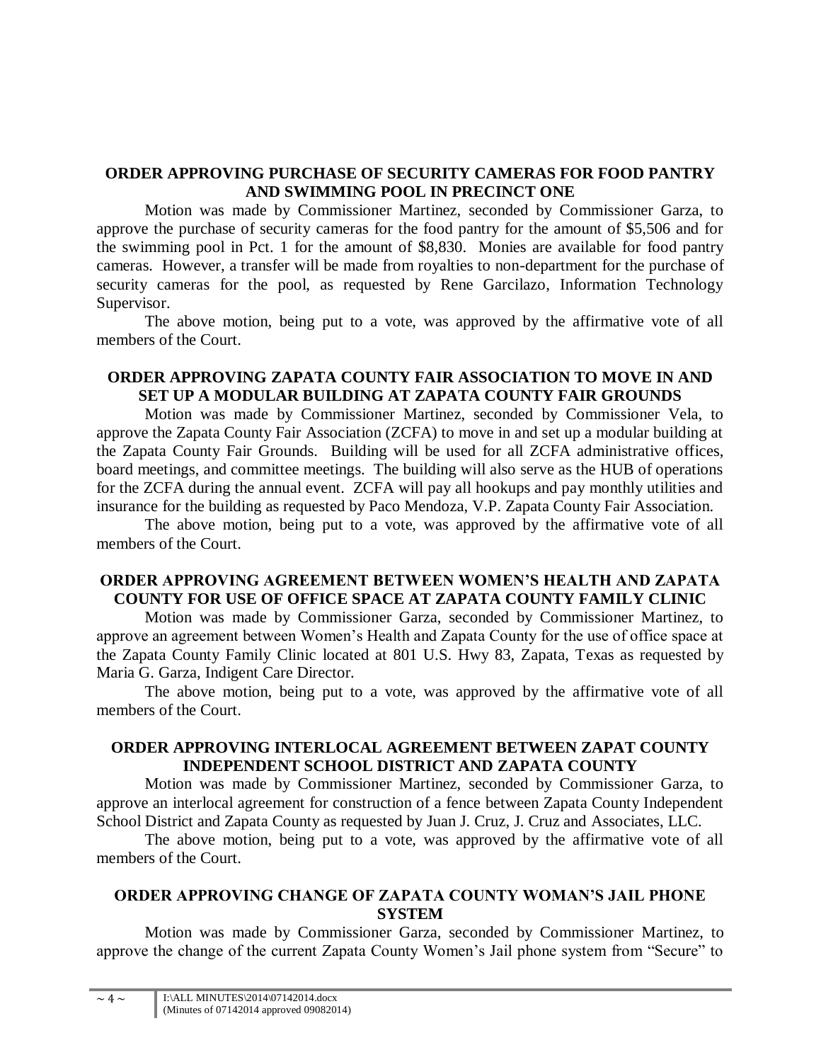**ORDER APPROVING PURCHASE OF SECURITY CAMERAS FOR FOOD PANTRY AND SWIMMING POOL IN PRECINCT ONE**

Motion was made by Commissioner Martinez, seconded by Commissioner Garza, to approve the purchase of security cameras for the food pantry for the amount of $5,506 and for the swimming pool in Pct. 1 for the amount of $8,830. Monies are available for food pantry cameras. However, a transfer will be made from royalties to non-department for the purchase of security cameras for the pool, as requested by Rene Garcilazo, Information Technology Supervisor.

The above motion, being put to a vote, was approved by the affirmative vote of all members of the Court.

**ORDER APPROVING ZAPATA COUNTY FAIR ASSOCIATION TO MOVE IN AND SET UP A MODULAR BUILDING AT ZAPATA COUNTY FAIR GROUNDS**

Motion was made by Commissioner Martinez, seconded by Commissioner Vela, to approve the Zapata County Fair Association (ZCFA) to move in and set up a modular building at the Zapata County Fair Grounds. Building will be used for all ZCFA administrative offices, board meetings, and committee meetings. The building will also serve as the HUB of operations for the ZCFA during the annual event. ZCFA will pay all hookups and pay monthly utilities and insurance for the building as requested by Paco Mendoza, V.P. Zapata County Fair Association.

The above motion, being put to a vote, was approved by the affirmative vote of all members of the Court.

**ORDER APPROVING AGREEMENT BETWEEN WOMEN'S HEALTH AND ZAPATA COUNTY FOR USE OF OFFICE SPACE AT ZAPATA COUNTY FAMILY CLINIC**

Motion was made by Commissioner Garza, seconded by Commissioner Martinez, to approve an agreement between Women's Health and Zapata County for the use of office space at the Zapata County Family Clinic located at 801 U.S. Hwy 83, Zapata, Texas as requested by Maria G. Garza, Indigent Care Director.

The above motion, being put to a vote, was approved by the affirmative vote of all members of the Court.

**ORDER APPROVING INTERLOCAL AGREEMENT BETWEEN ZAPAT COUNTY INDEPENDENT SCHOOL DISTRICT AND ZAPATA COUNTY**

Motion was made by Commissioner Martinez, seconded by Commissioner Garza, to approve an interlocal agreement for construction of a fence between Zapata County Independent School District and Zapata County as requested by Juan J. Cruz, J. Cruz and Associates, LLC.

The above motion, being put to a vote, was approved by the affirmative vote of all members of the Court.

**ORDER APPROVING CHANGE OF ZAPATA COUNTY WOMAN'S JAIL PHONE SYSTEM**

Motion was made by Commissioner Garza, seconded by Commissioner Martinez, to approve the change of the current Zapata County Women's Jail phone system from "Secure" to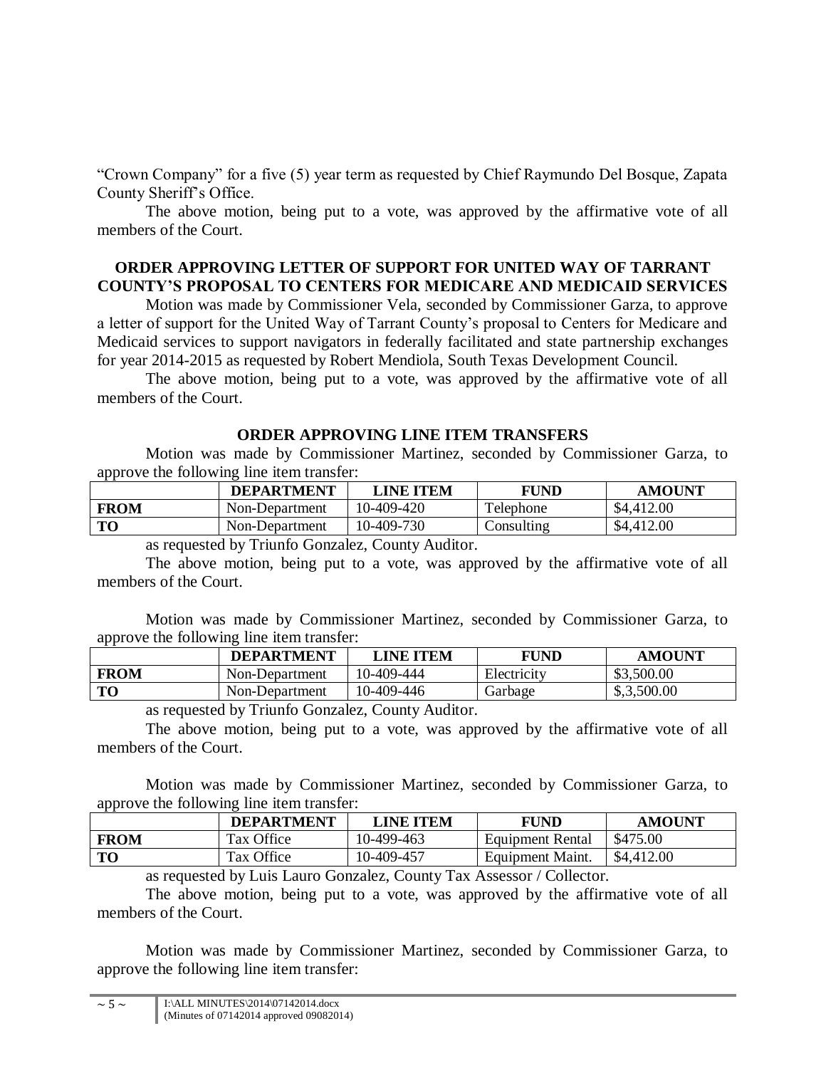"Crown Company" for a five (5) year term as requested by Chief Raymundo Del Bosque, Zapata County Sheriff's Office.

The above motion, being put to a vote, was approved by the affirmative vote of all members of the Court.

**ORDER APPROVING LETTER OF SUPPORT FOR UNITED WAY OF TARRANT COUNTY'S PROPOSAL TO CENTERS FOR MEDICARE AND MEDICAID SERVICES**

Motion was made by Commissioner Vela, seconded by Commissioner Garza, to approve a letter of support for the United Way of Tarrant County's proposal to Centers for Medicare and Medicaid services to support navigators in federally facilitated and state partnership exchanges for year 2014-2015 as requested by Robert Mendiola, South Texas Development Council.

The above motion, being put to a vote, was approved by the affirmative vote of all members of the Court.

**ORDER APPROVING LINE ITEM TRANSFERS**

Motion was made by Commissioner Martinez, seconded by Commissioner Garza, to approve the following line item transfer:

| | DEPARTMENT | LINE ITEM | FUND | AMOUNT |
|---|---|---|---|---|
| **FROM** | Non-Department | 10-409-420 | Telephone | $4,412.00 |
| **TO** | Non-Department | 10-409-730 | Consulting | $4,412.00 |

as requested by Triunfo Gonzalez, County Auditor.

The above motion, being put to a vote, was approved by the affirmative vote of all members of the Court.

Motion was made by Commissioner Martinez, seconded by Commissioner Garza, to approve the following line item transfer:

| | DEPARTMENT | LINE ITEM | FUND | AMOUNT |
|---|---|---|---|---|
| **FROM** | Non-Department | 10-409-444 | Electricity | $3,500.00 |
| **TO** | Non-Department | 10-409-446 | Garbage | $,3,500.00 |

as requested by Triunfo Gonzalez, County Auditor.

The above motion, being put to a vote, was approved by the affirmative vote of all members of the Court.

Motion was made by Commissioner Martinez, seconded by Commissioner Garza, to approve the following line item transfer:

| | DEPARTMENT | LINE ITEM | FUND | AMOUNT |
|---|---|---|---|---|
| **FROM** | Tax Office | 10-499-463 | Equipment Rental | $475.00 |
| **TO** | Tax Office | 10-409-457 | Equipment Maint. | $4,412.00 |

as requested by Luis Lauro Gonzalez, County Tax Assessor / Collector.

The above motion, being put to a vote, was approved by the affirmative vote of all members of the Court.

Motion was made by Commissioner Martinez, seconded by Commissioner Garza, to approve the following line item transfer: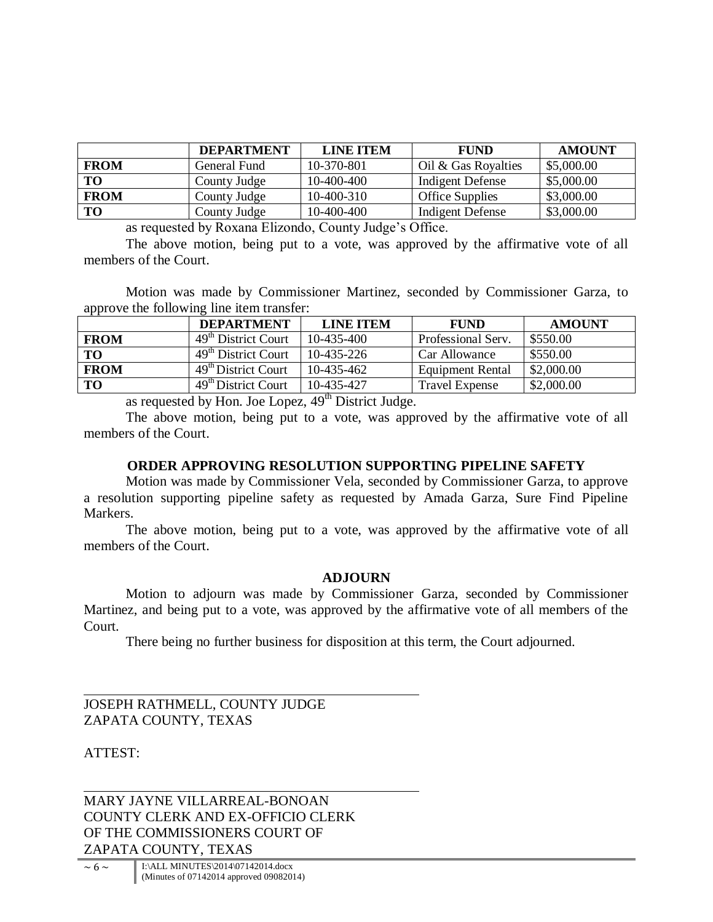| | DEPARTMENT | LINE ITEM | FUND | AMOUNT |
|---|---|---|---|---|
| **FROM** | General Fund | 10-370-801 | Oil & Gas Royalties | $5,000.00 |
| **TO** | County Judge | 10-400-400 | Indigent Defense | $5,000.00 |
| **FROM** | County Judge | 10-400-310 | Office Supplies | $3,000.00 |
| **TO** | County Judge | 10-400-400 | Indigent Defense | $3,000.00 |

as requested by Roxana Elizondo, County Judge's Office.

The above motion, being put to a vote, was approved by the affirmative vote of all members of the Court.

Motion was made by Commissioner Martinez, seconded by Commissioner Garza, to approve the following line item transfer:

| | DEPARTMENT | LINE ITEM | FUND | AMOUNT |
|---|---|---|---|---|
| **FROM** | 49th District Court | 10-435-400 | Professional Serv. | $550.00 |
| **TO** | 49th District Court | 10-435-226 | Car Allowance | $550.00 |
| **FROM** | 49th District Court | 10-435-462 | Equipment Rental | $2,000.00 |
| **TO** | 49th District Court | 10-435-427 | Travel Expense | $2,000.00 |

as requested by Hon. Joe Lopez, 49th District Judge.

The above motion, being put to a vote, was approved by the affirmative vote of all members of the Court.

## ORDER APPROVING RESOLUTION SUPPORTING PIPELINE SAFETY

Motion was made by Commissioner Vela, seconded by Commissioner Garza, to approve a resolution supporting pipeline safety as requested by Amada Garza, Sure Find Pipeline Markers.

The above motion, being put to a vote, was approved by the affirmative vote of all members of the Court.

## ADJOURN

Motion to adjourn was made by Commissioner Garza, seconded by Commissioner Martinez, and being put to a vote, was approved by the affirmative vote of all members of the Court.

There being no further business for disposition at this term, the Court adjourned.

JOSEPH RATHMELL, COUNTY JUDGE
ZAPATA COUNTY, TEXAS

ATTEST:

MARY JAYNE VILLARREAL-BONOAN
COUNTY CLERK AND EX-OFFICIO CLERK
OF THE COMMISSIONERS COURT OF
ZAPATA COUNTY, TEXAS

I:\ALL MINUTES\2014\07142014.docx
(Minutes of 07142014 approved 09082014)